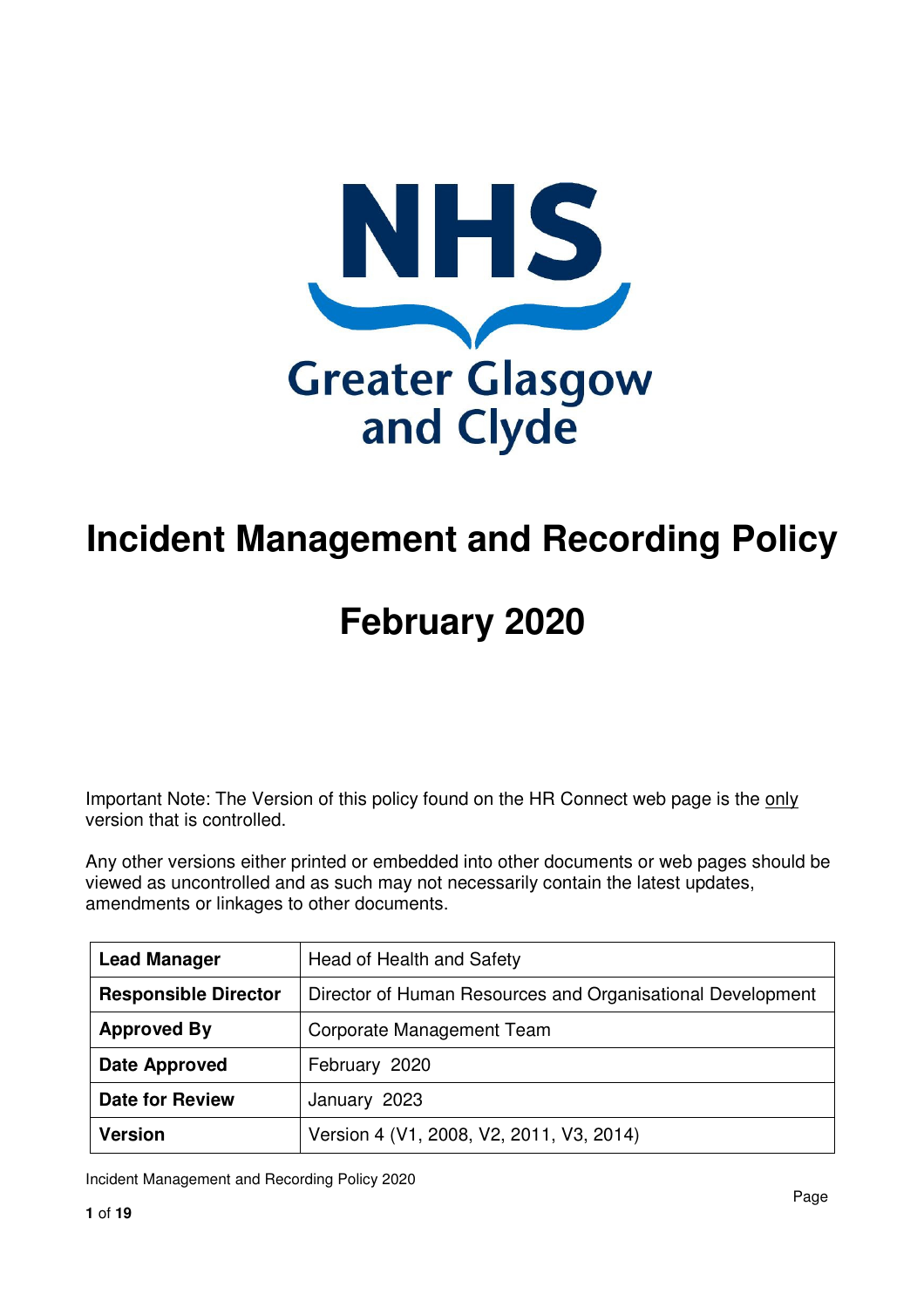NHS Greater Glasgow and Clyde

# Incident Management and Recording Policy

# February 2020

Important Note: The Version of this policy found on the HR Connect web page is the only version that is controlled.

Any other versions either printed or embedded into other documents or web pages should be viewed as uncontrolled and as such may not necessarily contain the latest updates, amendments or linkages to other documents.

| **Lead Manager** | Head of Health and Safety |
|---|---|
| **Responsible Director** | Director of Human Resources and Organisational Development |
| **Approved By** | Corporate Management Team |
| **Date Approved** | February 2020 |
| **Date for Review** | January 2023 |
| **Version** | Version 4 (V1, 2008, V2, 2011, V3, 2014) |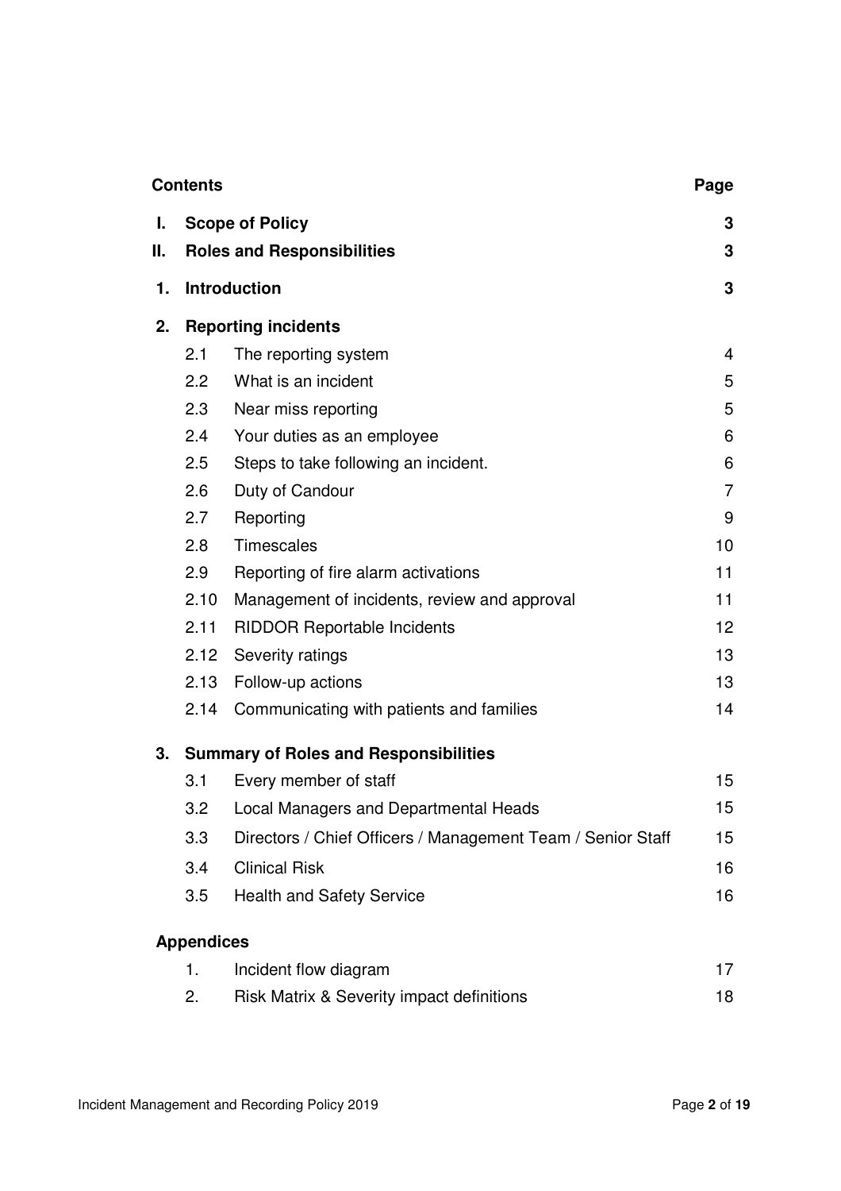| **Contents** | | | **Page** |
|---|---|---|---|
| **I.** | **Scope of Policy** | | **3** |
| **II.** | **Roles and Responsibilities** | | **3** |
| **1.** | **Introduction** | | **3** |
| **2.** | **Reporting incidents** | | |
| | 2.1 | The reporting system | 4 |
| | 2.2 | What is an incident | 5 |
| | 2.3 | Near miss reporting | 5 |
| | 2.4 | Your duties as an employee | 6 |
| | 2.5 | Steps to take following an incident. | 6 |
| | 2.6 | Duty of Candour | 7 |
| | 2.7 | Reporting | 9 |
| | 2.8 | Timescales | 10 |
| | 2.9 | Reporting of fire alarm activations | 11 |
| | 2.10 | Management of incidents, review and approval | 11 |
| | 2.11 | RIDDOR Reportable Incidents | 12 |
| | 2.12 | Severity ratings | 13 |
| | 2.13 | Follow-up actions | 13 |
| | 2.14 | Communicating with patients and families | 14 |
| **3.** | **Summary of Roles and Responsibilities** | | |
| | 3.1 | Every member of staff | 15 |
| | 3.2 | Local Managers and Departmental Heads | 15 |
| | 3.3 | Directors / Chief Officers / Management Team / Senior Staff | 15 |
| | 3.4 | Clinical Risk | 16 |
| | 3.5 | Health and Safety Service | 16 |
| | **Appendices** | | |
| | 1. | Incident flow diagram | 17 |
| | 2. | Risk Matrix & Severity impact definitions | 18 |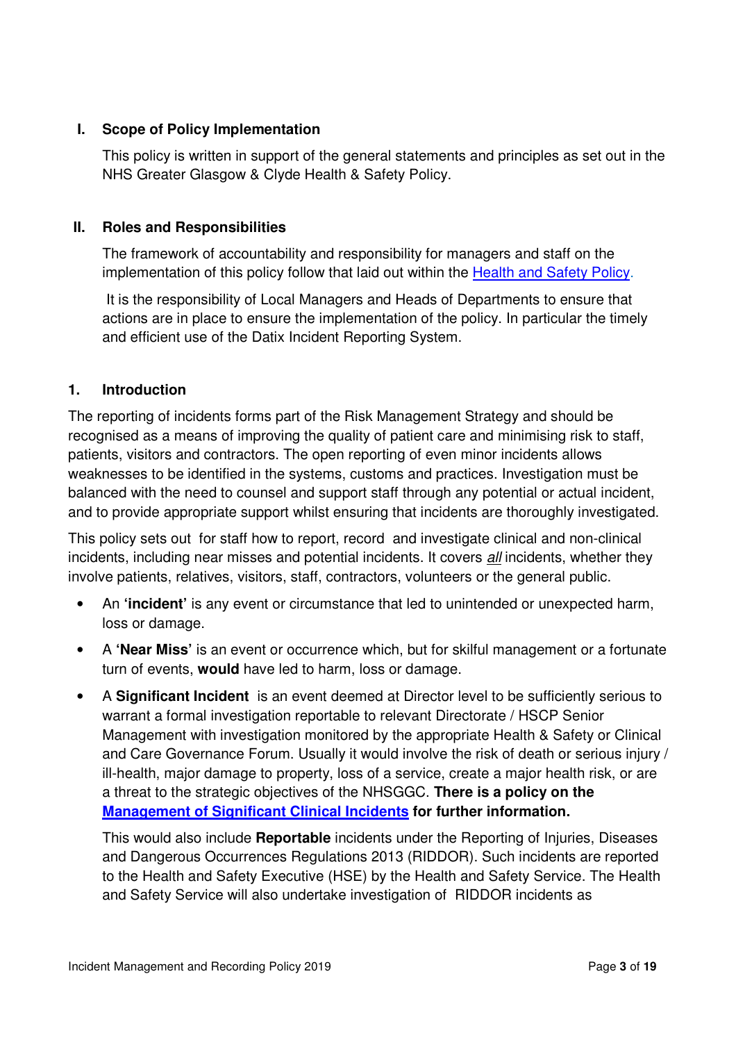## I. Scope of Policy Implementation

This policy is written in support of the general statements and principles as set out in the NHS Greater Glasgow & Clyde Health & Safety Policy.

## II. Roles and Responsibilities

The framework of accountability and responsibility for managers and staff on the implementation of this policy follow that laid out within the [Health and Safety Policy](#).

It is the responsibility of Local Managers and Heads of Departments to ensure that actions are in place to ensure the implementation of the policy. In particular the timely and efficient use of the Datix Incident Reporting System.

## 1. Introduction

The reporting of incidents forms part of the Risk Management Strategy and should be recognised as a means of improving the quality of patient care and minimising risk to staff, patients, visitors and contractors. The open reporting of even minor incidents allows weaknesses to be identified in the systems, customs and practices. Investigation must be balanced with the need to counsel and support staff through any potential or actual incident, and to provide appropriate support whilst ensuring that incidents are thoroughly investigated.

This policy sets out for staff how to report, record and investigate clinical and non-clinical incidents, including near misses and potential incidents. It covers ***all*** incidents, whether they involve patients, relatives, visitors, staff, contractors, volunteers or the general public.

- An **'incident'** is any event or circumstance that led to unintended or unexpected harm, loss or damage.
- A **'Near Miss'** is an event or occurrence which, but for skilful management or a fortunate turn of events, **would** have led to harm, loss or damage.
- A **Significant Incident** is an event deemed at Director level to be sufficiently serious to warrant a formal investigation reportable to relevant Directorate / HSCP Senior Management with investigation monitored by the appropriate Health & Safety or Clinical and Care Governance Forum. Usually it would involve the risk of death or serious injury / ill-health, major damage to property, loss of a service, create a major health risk, or are a threat to the strategic objectives of the NHSGGC. **There is a policy on the [Management of Significant Clinical Incidents](#) for further information.**

  This would also include **Reportable** incidents under the Reporting of Injuries, Diseases and Dangerous Occurrences Regulations 2013 (RIDDOR). Such incidents are reported to the Health and Safety Executive (HSE) by the Health and Safety Service. The Health and Safety Service will also undertake investigation of RIDDOR incidents as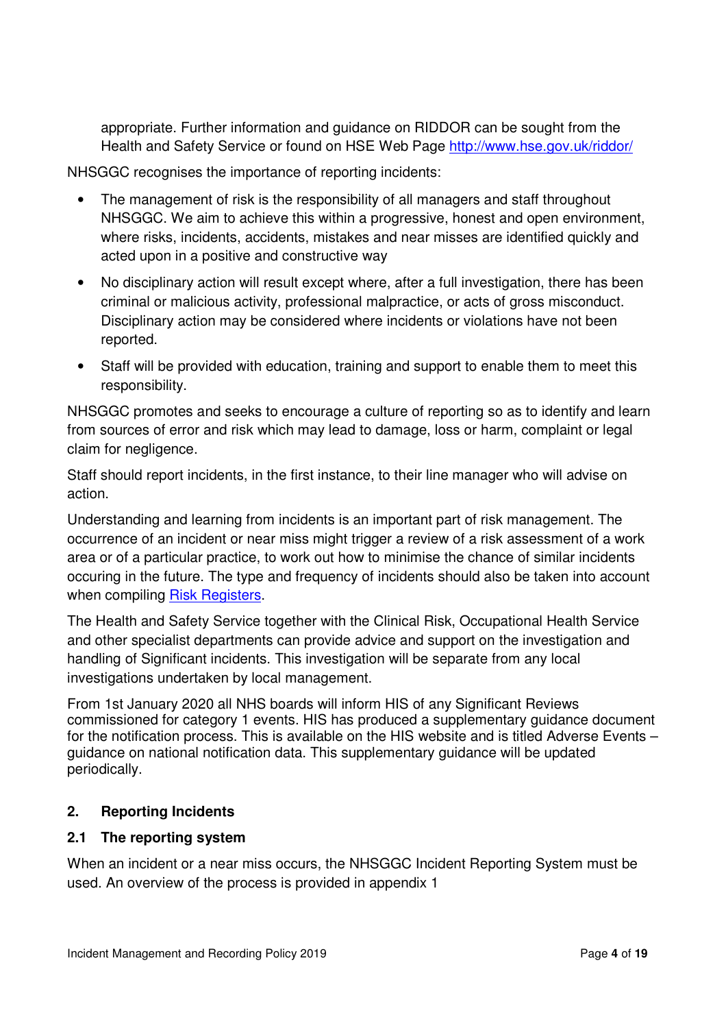appropriate. Further information and guidance on RIDDOR can be sought from the Health and Safety Service or found on HSE Web Page [http://www.hse.gov.uk/riddor/](http://www.hse.gov.uk/riddor/)

NHSGGC recognises the importance of reporting incidents:

- The management of risk is the responsibility of all managers and staff throughout NHSGGC. We aim to achieve this within a progressive, honest and open environment, where risks, incidents, accidents, mistakes and near misses are identified quickly and acted upon in a positive and constructive way
- No disciplinary action will result except where, after a full investigation, there has been criminal or malicious activity, professional malpractice, or acts of gross misconduct. Disciplinary action may be considered where incidents or violations have not been reported.
- Staff will be provided with education, training and support to enable them to meet this responsibility.

NHSGGC promotes and seeks to encourage a culture of reporting so as to identify and learn from sources of error and risk which may lead to damage, loss or harm, complaint or legal claim for negligence.

Staff should report incidents, in the first instance, to their line manager who will advise on action.

Understanding and learning from incidents is an important part of risk management. The occurrence of an incident or near miss might trigger a review of a risk assessment of a work area or of a particular practice, to work out how to minimise the chance of similar incidents occuring in the future. The type and frequency of incidents should also be taken into account when compiling [Risk Registers](#).

The Health and Safety Service together with the Clinical Risk, Occupational Health Service and other specialist departments can provide advice and support on the investigation and handling of Significant incidents. This investigation will be separate from any local investigations undertaken by local management.

From 1st January 2020 all NHS boards will inform HIS of any Significant Reviews commissioned for category 1 events. HIS has produced a supplementary guidance document for the notification process. This is available on the HIS website and is titled Adverse Events – guidance on national notification data. This supplementary guidance will be updated periodically.

## 2. Reporting Incidents

### 2.1 The reporting system

When an incident or a near miss occurs, the NHSGGC Incident Reporting System must be used. An overview of the process is provided in appendix 1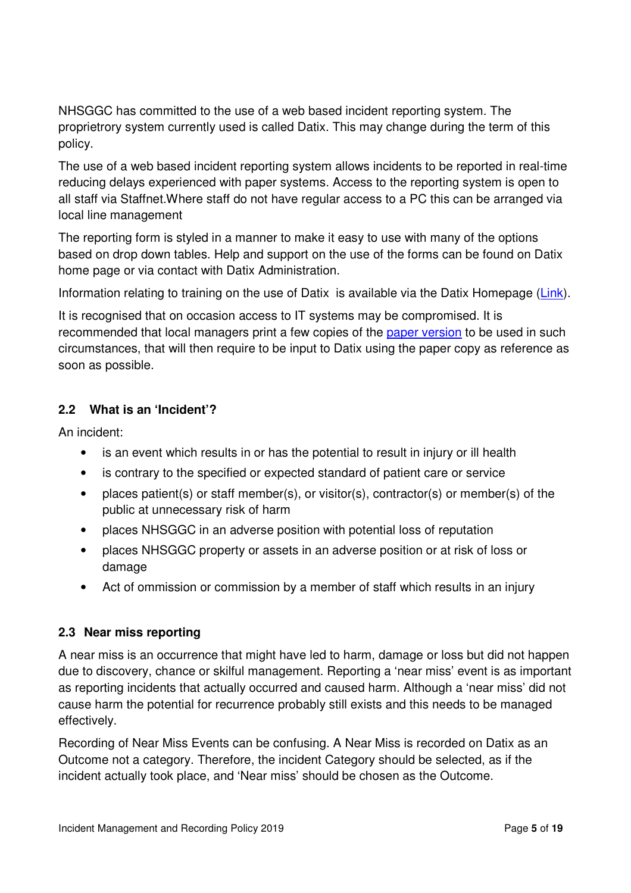NHSGGC has committed to the use of a web based incident reporting system. The proprietrory system currently used is called Datix. This may change during the term of this policy.

The use of a web based incident reporting system allows incidents to be reported in real-time reducing delays experienced with paper systems. Access to the reporting system is open to all staff via Staffnet.Where staff do not have regular access to a PC this can be arranged via local line management

The reporting form is styled in a manner to make it easy to use with many of the options based on drop down tables. Help and support on the use of the forms can be found on Datix home page or via contact with Datix Administration.

Information relating to training on the use of Datix is available via the Datix Homepage (Link).

It is recognised that on occasion access to IT systems may be compromised. It is recommended that local managers print a few copies of the paper version to be used in such circumstances, that will then require to be input to Datix using the paper copy as reference as soon as possible.

### 2.2 What is an 'Incident'?

An incident:

- is an event which results in or has the potential to result in injury or ill health
- is contrary to the specified or expected standard of patient care or service
- places patient(s) or staff member(s), or visitor(s), contractor(s) or member(s) of the public at unnecessary risk of harm
- places NHSGGC in an adverse position with potential loss of reputation
- places NHSGGC property or assets in an adverse position or at risk of loss or damage
- Act of ommission or commission by a member of staff which results in an injury

### 2.3 Near miss reporting

A near miss is an occurrence that might have led to harm, damage or loss but did not happen due to discovery, chance or skilful management. Reporting a 'near miss' event is as important as reporting incidents that actually occurred and caused harm. Although a 'near miss' did not cause harm the potential for recurrence probably still exists and this needs to be managed effectively.

Recording of Near Miss Events can be confusing. A Near Miss is recorded on Datix as an Outcome not a category. Therefore, the incident Category should be selected, as if the incident actually took place, and 'Near miss' should be chosen as the Outcome.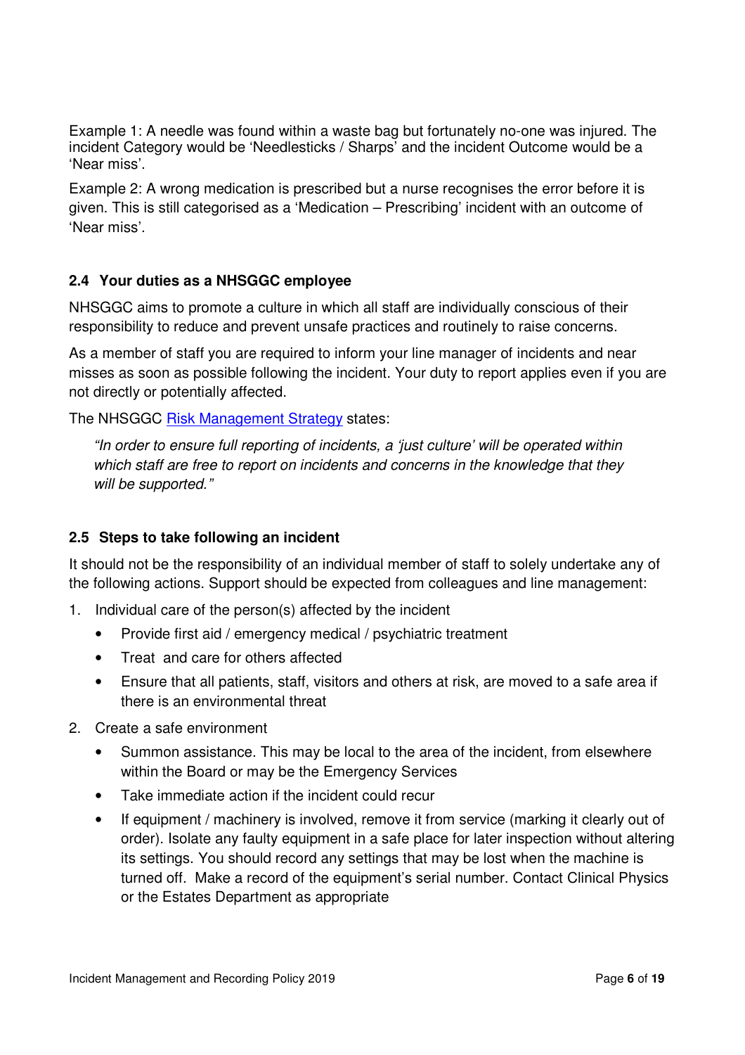Example 1: A needle was found within a waste bag but fortunately no-one was injured. The incident Category would be 'Needlesticks / Sharps' and the incident Outcome would be a 'Near miss'.

Example 2: A wrong medication is prescribed but a nurse recognises the error before it is given. This is still categorised as a 'Medication – Prescribing' incident with an outcome of 'Near miss'.

### 2.4 Your duties as a NHSGGC employee

NHSGGC aims to promote a culture in which all staff are individually conscious of their responsibility to reduce and prevent unsafe practices and routinely to raise concerns.

As a member of staff you are required to inform your line manager of incidents and near misses as soon as possible following the incident. Your duty to report applies even if you are not directly or potentially affected.

The NHSGGC Risk Management Strategy states:

> *"In order to ensure full reporting of incidents, a 'just culture' will be operated within which staff are free to report on incidents and concerns in the knowledge that they will be supported."*

### 2.5 Steps to take following an incident

It should not be the responsibility of an individual member of staff to solely undertake any of the following actions. Support should be expected from colleagues and line management:

1. Individual care of the person(s) affected by the incident
   - Provide first aid / emergency medical / psychiatric treatment
   - Treat and care for others affected
   - Ensure that all patients, staff, visitors and others at risk, are moved to a safe area if there is an environmental threat
2. Create a safe environment
   - Summon assistance. This may be local to the area of the incident, from elsewhere within the Board or may be the Emergency Services
   - Take immediate action if the incident could recur
   - If equipment / machinery is involved, remove it from service (marking it clearly out of order). Isolate any faulty equipment in a safe place for later inspection without altering its settings. You should record any settings that may be lost when the machine is turned off. Make a record of the equipment's serial number. Contact Clinical Physics or the Estates Department as appropriate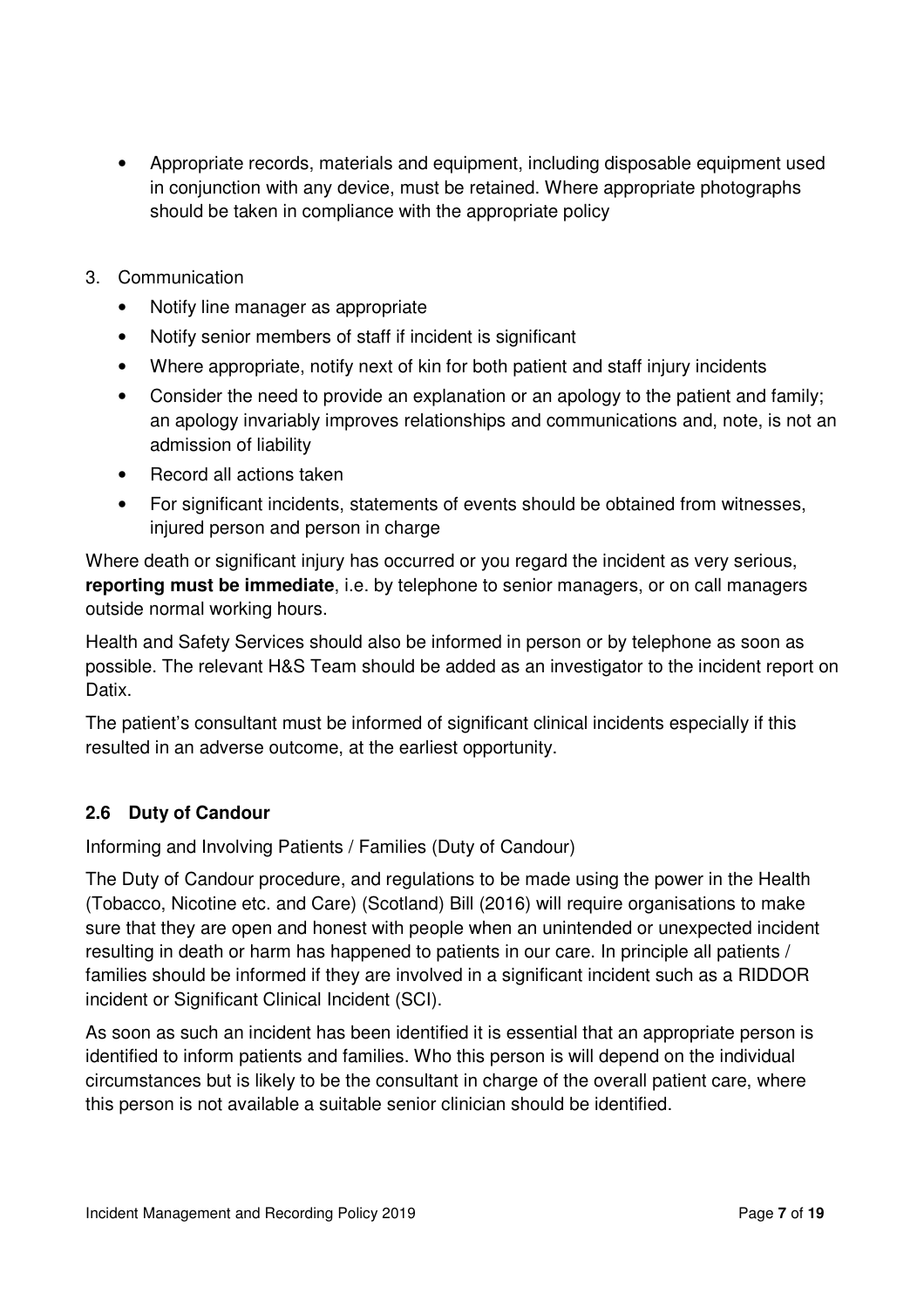- Appropriate records, materials and equipment, including disposable equipment used in conjunction with any device, must be retained. Where appropriate photographs should be taken in compliance with the appropriate policy

3. Communication
    - Notify line manager as appropriate
    - Notify senior members of staff if incident is significant
    - Where appropriate, notify next of kin for both patient and staff injury incidents
    - Consider the need to provide an explanation or an apology to the patient and family; an apology invariably improves relationships and communications and, note, is not an admission of liability
    - Record all actions taken
    - For significant incidents, statements of events should be obtained from witnesses, injured person and person in charge

Where death or significant injury has occurred or you regard the incident as very serious, **reporting must be immediate**, i.e. by telephone to senior managers, or on call managers outside normal working hours.

Health and Safety Services should also be informed in person or by telephone as soon as possible. The relevant H&S Team should be added as an investigator to the incident report on Datix.

The patient's consultant must be informed of significant clinical incidents especially if this resulted in an adverse outcome, at the earliest opportunity.

### 2.6 Duty of Candour

Informing and Involving Patients / Families (Duty of Candour)

The Duty of Candour procedure, and regulations to be made using the power in the Health (Tobacco, Nicotine etc. and Care) (Scotland) Bill (2016) will require organisations to make sure that they are open and honest with people when an unintended or unexpected incident resulting in death or harm has happened to patients in our care. In principle all patients / families should be informed if they are involved in a significant incident such as a RIDDOR incident or Significant Clinical Incident (SCI).

As soon as such an incident has been identified it is essential that an appropriate person is identified to inform patients and families. Who this person is will depend on the individual circumstances but is likely to be the consultant in charge of the overall patient care, where this person is not available a suitable senior clinician should be identified.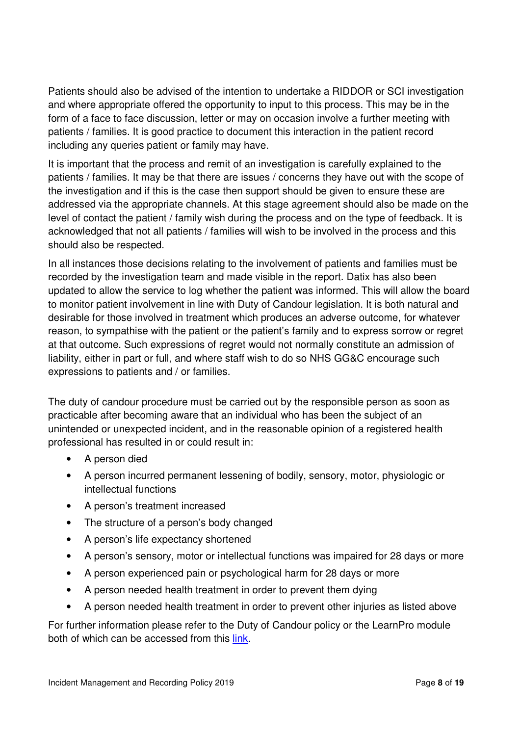Patients should also be advised of the intention to undertake a RIDDOR or SCI investigation and where appropriate offered the opportunity to input to this process. This may be in the form of a face to face discussion, letter or may on occasion involve a further meeting with patients / families. It is good practice to document this interaction in the patient record including any queries patient or family may have.

It is important that the process and remit of an investigation is carefully explained to the patients / families. It may be that there are issues / concerns they have out with the scope of the investigation and if this is the case then support should be given to ensure these are addressed via the appropriate channels. At this stage agreement should also be made on the level of contact the patient / family wish during the process and on the type of feedback. It is acknowledged that not all patients / families will wish to be involved in the process and this should also be respected.

In all instances those decisions relating to the involvement of patients and families must be recorded by the investigation team and made visible in the report. Datix has also been updated to allow the service to log whether the patient was informed. This will allow the board to monitor patient involvement in line with Duty of Candour legislation. It is both natural and desirable for those involved in treatment which produces an adverse outcome, for whatever reason, to sympathise with the patient or the patient's family and to express sorrow or regret at that outcome. Such expressions of regret would not normally constitute an admission of liability, either in part or full, and where staff wish to do so NHS GG&C encourage such expressions to patients and / or families.

The duty of candour procedure must be carried out by the responsible person as soon as practicable after becoming aware that an individual who has been the subject of an unintended or unexpected incident, and in the reasonable opinion of a registered health professional has resulted in or could result in:

- A person died
- A person incurred permanent lessening of bodily, sensory, motor, physiologic or intellectual functions
- A person's treatment increased
- The structure of a person's body changed
- A person's life expectancy shortened
- A person's sensory, motor or intellectual functions was impaired for 28 days or more
- A person experienced pain or psychological harm for 28 days or more
- A person needed health treatment in order to prevent them dying
- A person needed health treatment in order to prevent other injuries as listed above

For further information please refer to the Duty of Candour policy or the LearnPro module both of which can be accessed from this link.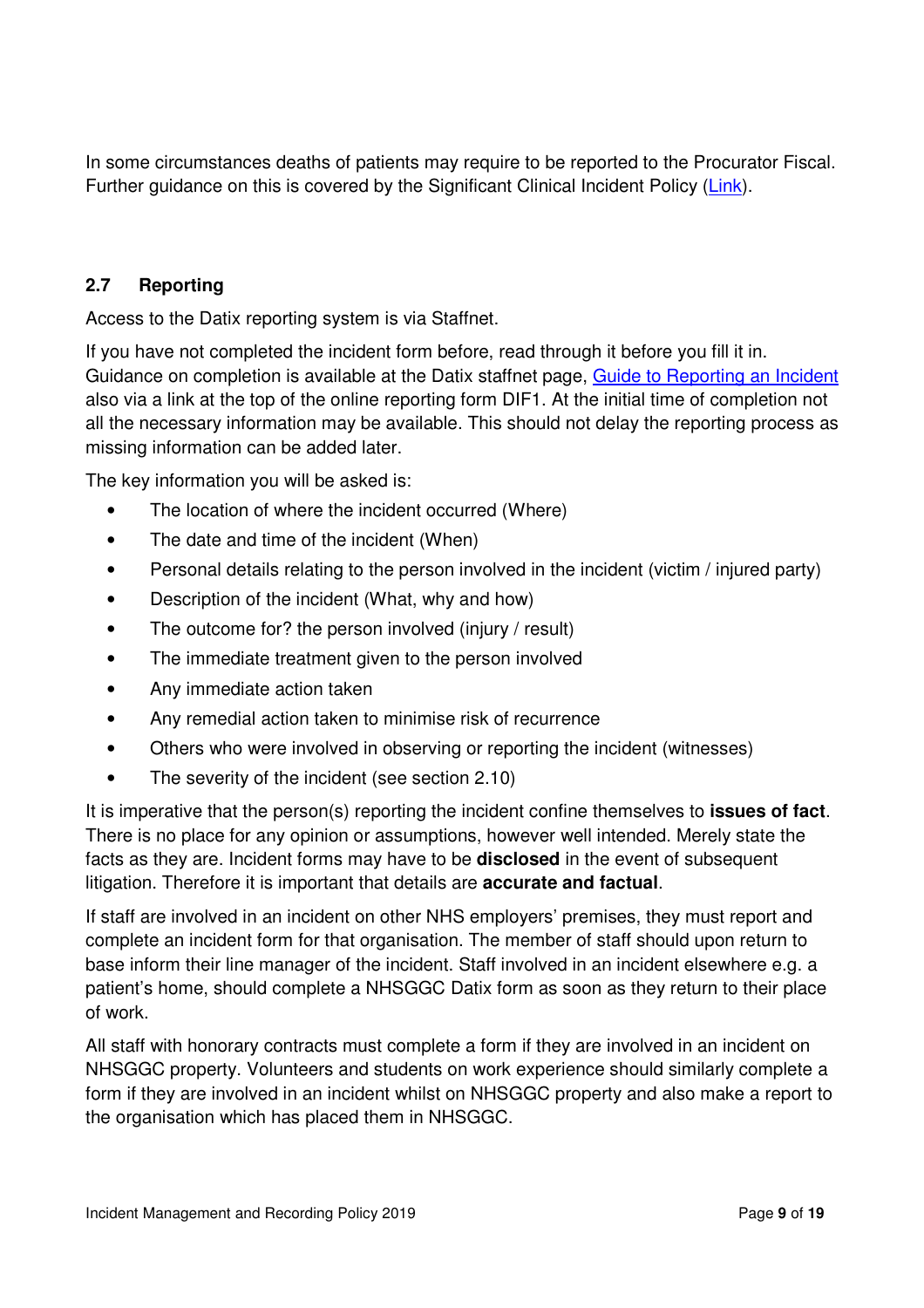In some circumstances deaths of patients may require to be reported to the Procurator Fiscal. Further guidance on this is covered by the Significant Clinical Incident Policy ([Link](#)).

### 2.7 Reporting

Access to the Datix reporting system is via Staffnet.

If you have not completed the incident form before, read through it before you fill it in. Guidance on completion is available at the Datix staffnet page, [Guide to Reporting an Incident](#) also via a link at the top of the online reporting form DIF1. At the initial time of completion not all the necessary information may be available. This should not delay the reporting process as missing information can be added later.

The key information you will be asked is:

- The location of where the incident occurred (Where)
- The date and time of the incident (When)
- Personal details relating to the person involved in the incident (victim / injured party)
- Description of the incident (What, why and how)
- The outcome for? the person involved (injury / result)
- The immediate treatment given to the person involved
- Any immediate action taken
- Any remedial action taken to minimise risk of recurrence
- Others who were involved in observing or reporting the incident (witnesses)
- The severity of the incident (see section 2.10)

It is imperative that the person(s) reporting the incident confine themselves to **issues of fact**. There is no place for any opinion or assumptions, however well intended. Merely state the facts as they are. Incident forms may have to be **disclosed** in the event of subsequent litigation. Therefore it is important that details are **accurate and factual**.

If staff are involved in an incident on other NHS employers' premises, they must report and complete an incident form for that organisation. The member of staff should upon return to base inform their line manager of the incident. Staff involved in an incident elsewhere e.g. a patient's home, should complete a NHSGGC Datix form as soon as they return to their place of work.

All staff with honorary contracts must complete a form if they are involved in an incident on NHSGGC property. Volunteers and students on work experience should similarly complete a form if they are involved in an incident whilst on NHSGGC property and also make a report to the organisation which has placed them in NHSGGC.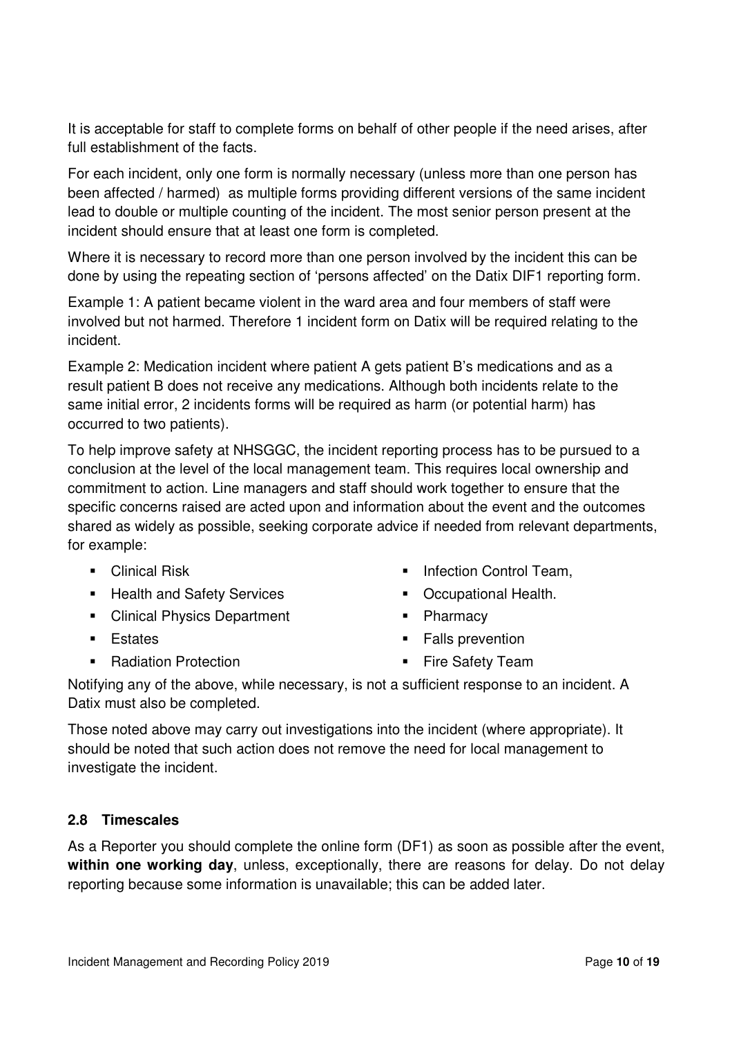It is acceptable for staff to complete forms on behalf of other people if the need arises, after full establishment of the facts.

For each incident, only one form is normally necessary (unless more than one person has been affected / harmed) as multiple forms providing different versions of the same incident lead to double or multiple counting of the incident. The most senior person present at the incident should ensure that at least one form is completed.

Where it is necessary to record more than one person involved by the incident this can be done by using the repeating section of 'persons affected' on the Datix DIF1 reporting form.

Example 1: A patient became violent in the ward area and four members of staff were involved but not harmed. Therefore 1 incident form on Datix will be required relating to the incident.

Example 2: Medication incident where patient A gets patient B's medications and as a result patient B does not receive any medications. Although both incidents relate to the same initial error, 2 incidents forms will be required as harm (or potential harm) has occurred to two patients).

To help improve safety at NHSGGC, the incident reporting process has to be pursued to a conclusion at the level of the local management team. This requires local ownership and commitment to action. Line managers and staff should work together to ensure that the specific concerns raised are acted upon and information about the event and the outcomes shared as widely as possible, seeking corporate advice if needed from relevant departments, for example:

- Clinical Risk
- Health and Safety Services
- Clinical Physics Department
- Estates
- Radiation Protection
- Infection Control Team,
- Occupational Health.
- Pharmacy
- Falls prevention
- Fire Safety Team

Notifying any of the above, while necessary, is not a sufficient response to an incident. A Datix must also be completed.

Those noted above may carry out investigations into the incident (where appropriate). It should be noted that such action does not remove the need for local management to investigate the incident.

### 2.8 Timescales

As a Reporter you should complete the online form (DF1) as soon as possible after the event, **within one working day**, unless, exceptionally, there are reasons for delay. Do not delay reporting because some information is unavailable; this can be added later.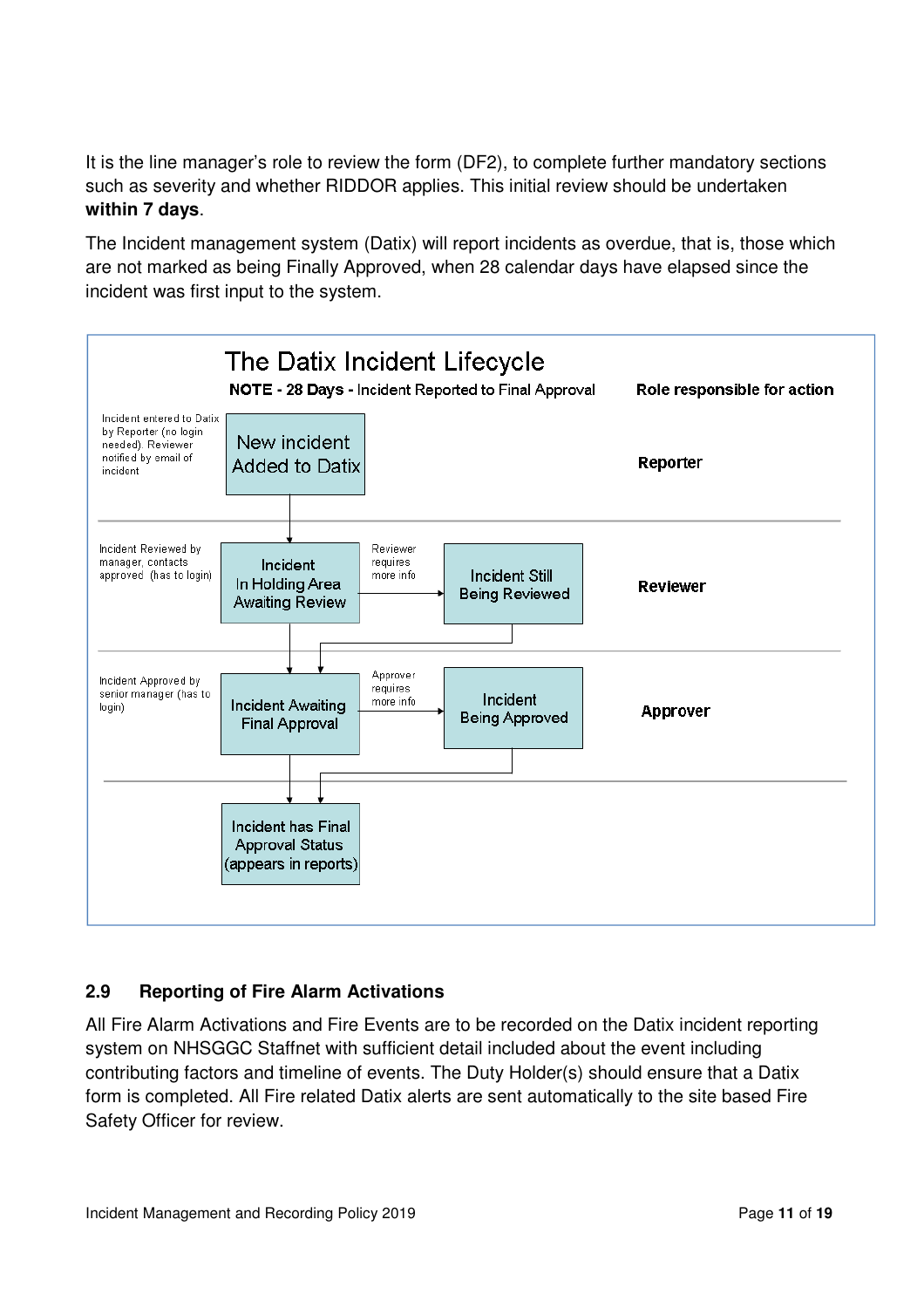It is the line manager's role to review the form (DF2), to complete further mandatory sections such as severity and whether RIDDOR applies. This initial review should be undertaken **within 7 days**.

The Incident management system (Datix) will report incidents as overdue, that is, those which are not marked as being Finally Approved, when 28 calendar days have elapsed since the incident was first input to the system.

### The Datix Incident Lifecycle

**NOTE - 28 Days -** Incident Reported to Final Approval

| | Stage | | Further action | **Role responsible for action** |
|---|---|---|---|---|
| Incident entered to Datix by Reporter (no login needed). Reviewer notified by email of incident | New incident Added to Datix | | | **Reporter** |
| Incident Reviewed by manager, contacts approved (has to login) | Incident In Holding Area Awaiting Review | Reviewer requires more info | Incident Still Being Reviewed | **Reviewer** |
| Incident Approved by senior manager (has to login) | Incident Awaiting Final Approval | Approver requires more info | Incident Being Approved | **Approver** |
| | Incident has Final Approval Status (appears in reports) | | | |

## 2.9 Reporting of Fire Alarm Activations

All Fire Alarm Activations and Fire Events are to be recorded on the Datix incident reporting system on NHSGGC Staffnet with sufficient detail included about the event including contributing factors and timeline of events. The Duty Holder(s) should ensure that a Datix form is completed. All Fire related Datix alerts are sent automatically to the site based Fire Safety Officer for review.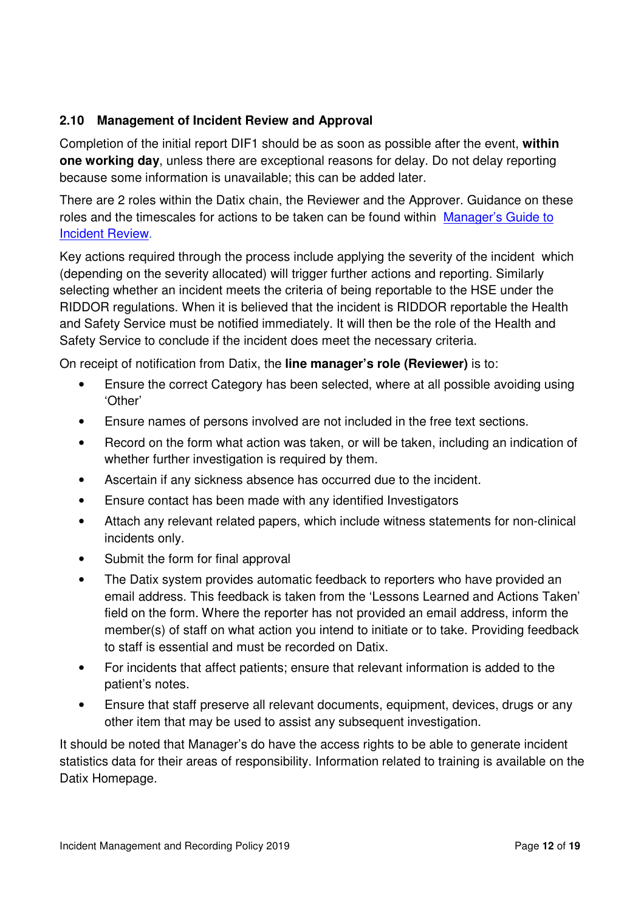## 2.10 Management of Incident Review and Approval

Completion of the initial report DIF1 should be as soon as possible after the event, **within one working day**, unless there are exceptional reasons for delay. Do not delay reporting because some information is unavailable; this can be added later.

There are 2 roles within the Datix chain, the Reviewer and the Approver. Guidance on these roles and the timescales for actions to be taken can be found within Manager's Guide to Incident Review.

Key actions required through the process include applying the severity of the incident which (depending on the severity allocated) will trigger further actions and reporting. Similarly selecting whether an incident meets the criteria of being reportable to the HSE under the RIDDOR regulations. When it is believed that the incident is RIDDOR reportable the Health and Safety Service must be notified immediately. It will then be the role of the Health and Safety Service to conclude if the incident does meet the necessary criteria.

On receipt of notification from Datix, the **line manager's role (Reviewer)** is to:

- Ensure the correct Category has been selected, where at all possible avoiding using 'Other'
- Ensure names of persons involved are not included in the free text sections.
- Record on the form what action was taken, or will be taken, including an indication of whether further investigation is required by them.
- Ascertain if any sickness absence has occurred due to the incident.
- Ensure contact has been made with any identified Investigators
- Attach any relevant related papers, which include witness statements for non-clinical incidents only.
- Submit the form for final approval
- The Datix system provides automatic feedback to reporters who have provided an email address. This feedback is taken from the 'Lessons Learned and Actions Taken' field on the form. Where the reporter has not provided an email address, inform the member(s) of staff on what action you intend to initiate or to take. Providing feedback to staff is essential and must be recorded on Datix.
- For incidents that affect patients; ensure that relevant information is added to the patient's notes.
- Ensure that staff preserve all relevant documents, equipment, devices, drugs or any other item that may be used to assist any subsequent investigation.

It should be noted that Manager's do have the access rights to be able to generate incident statistics data for their areas of responsibility. Information related to training is available on the Datix Homepage.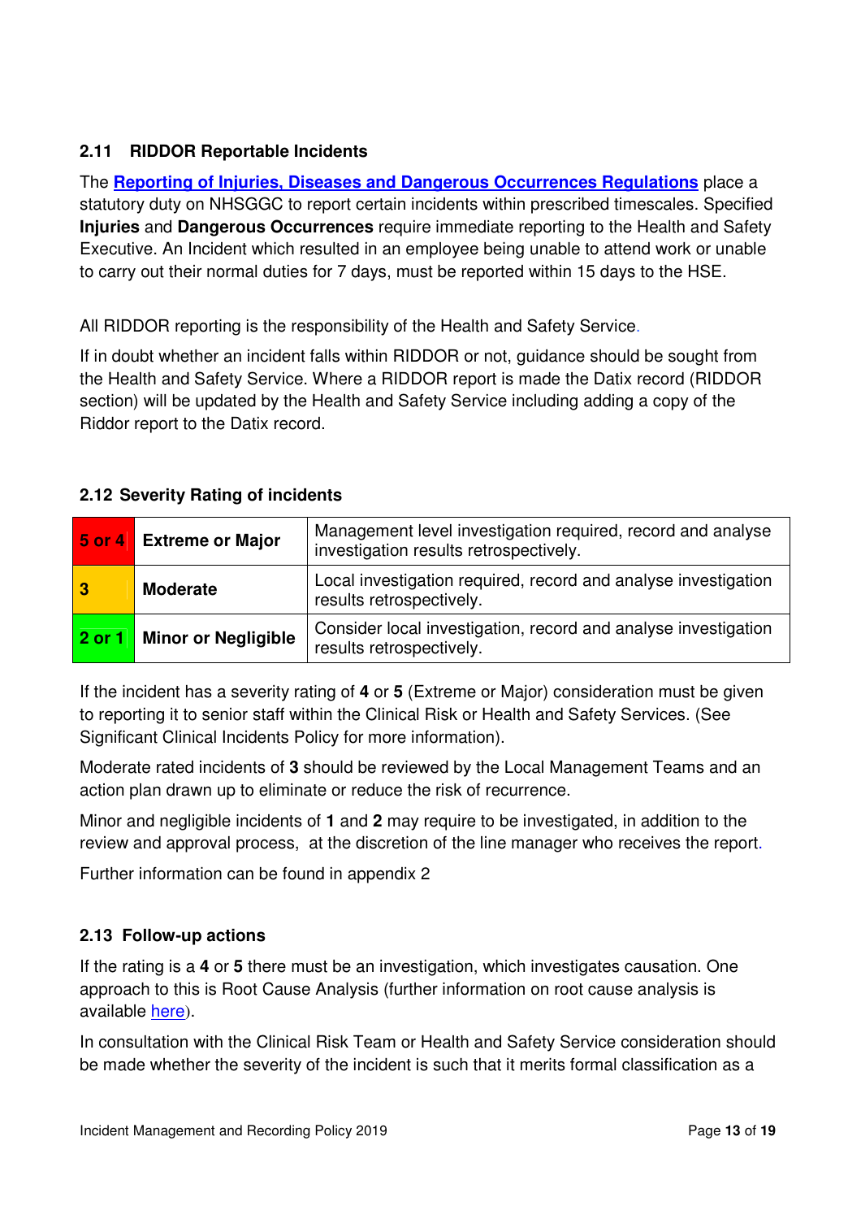### 2.11 RIDDOR Reportable Incidents

The **Reporting of Injuries, Diseases and Dangerous Occurrences Regulations** place a statutory duty on NHSGGC to report certain incidents within prescribed timescales. Specified **Injuries** and **Dangerous Occurrences** require immediate reporting to the Health and Safety Executive. An Incident which resulted in an employee being unable to attend work or unable to carry out their normal duties for 7 days, must be reported within 15 days to the HSE.

All RIDDOR reporting is the responsibility of the Health and Safety Service.

If in doubt whether an incident falls within RIDDOR or not, guidance should be sought from the Health and Safety Service. Where a RIDDOR report is made the Datix record (RIDDOR section) will be updated by the Health and Safety Service including adding a copy of the Riddor report to the Datix record.

### 2.12 Severity Rating of incidents

| | | |
|---|---|---|
| 5 or 4 | **Extreme or Major** | Management level investigation required, record and analyse investigation results retrospectively. |
| 3 | **Moderate** | Local investigation required, record and analyse investigation results retrospectively. |
| 2 or 1 | **Minor or Negligible** | Consider local investigation, record and analyse investigation results retrospectively. |

If the incident has a severity rating of **4** or **5** (Extreme or Major) consideration must be given to reporting it to senior staff within the Clinical Risk or Health and Safety Services. (See Significant Clinical Incidents Policy for more information).

Moderate rated incidents of **3** should be reviewed by the Local Management Teams and an action plan drawn up to eliminate or reduce the risk of recurrence.

Minor and negligible incidents of **1** and **2** may require to be investigated, in addition to the review and approval process, at the discretion of the line manager who receives the report.

Further information can be found in appendix 2

### 2.13 Follow-up actions

If the rating is a **4** or **5** there must be an investigation, which investigates causation. One approach to this is Root Cause Analysis (further information on root cause analysis is available here).

In consultation with the Clinical Risk Team or Health and Safety Service consideration should be made whether the severity of the incident is such that it merits formal classification as a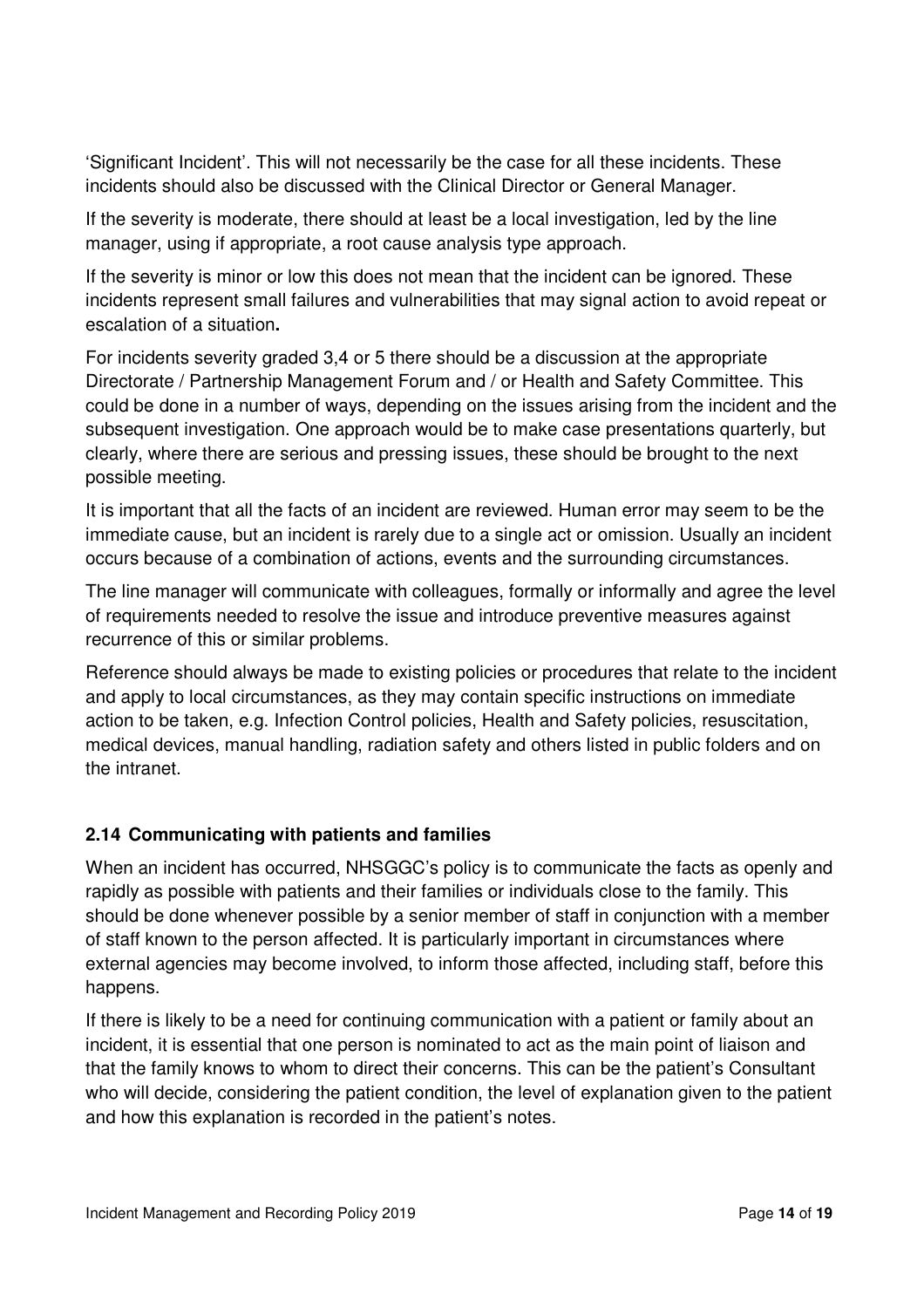'Significant Incident'. This will not necessarily be the case for all these incidents. These incidents should also be discussed with the Clinical Director or General Manager.

If the severity is moderate, there should at least be a local investigation, led by the line manager, using if appropriate, a root cause analysis type approach.

If the severity is minor or low this does not mean that the incident can be ignored. These incidents represent small failures and vulnerabilities that may signal action to avoid repeat or escalation of a situation**.**

For incidents severity graded 3,4 or 5 there should be a discussion at the appropriate Directorate / Partnership Management Forum and / or Health and Safety Committee. This could be done in a number of ways, depending on the issues arising from the incident and the subsequent investigation. One approach would be to make case presentations quarterly, but clearly, where there are serious and pressing issues, these should be brought to the next possible meeting.

It is important that all the facts of an incident are reviewed. Human error may seem to be the immediate cause, but an incident is rarely due to a single act or omission. Usually an incident occurs because of a combination of actions, events and the surrounding circumstances.

The line manager will communicate with colleagues, formally or informally and agree the level of requirements needed to resolve the issue and introduce preventive measures against recurrence of this or similar problems.

Reference should always be made to existing policies or procedures that relate to the incident and apply to local circumstances, as they may contain specific instructions on immediate action to be taken, e.g. Infection Control policies, Health and Safety policies, resuscitation, medical devices, manual handling, radiation safety and others listed in public folders and on the intranet.

### 2.14 Communicating with patients and families

When an incident has occurred, NHSGGC's policy is to communicate the facts as openly and rapidly as possible with patients and their families or individuals close to the family. This should be done whenever possible by a senior member of staff in conjunction with a member of staff known to the person affected. It is particularly important in circumstances where external agencies may become involved, to inform those affected, including staff, before this happens.

If there is likely to be a need for continuing communication with a patient or family about an incident, it is essential that one person is nominated to act as the main point of liaison and that the family knows to whom to direct their concerns. This can be the patient's Consultant who will decide, considering the patient condition, the level of explanation given to the patient and how this explanation is recorded in the patient's notes.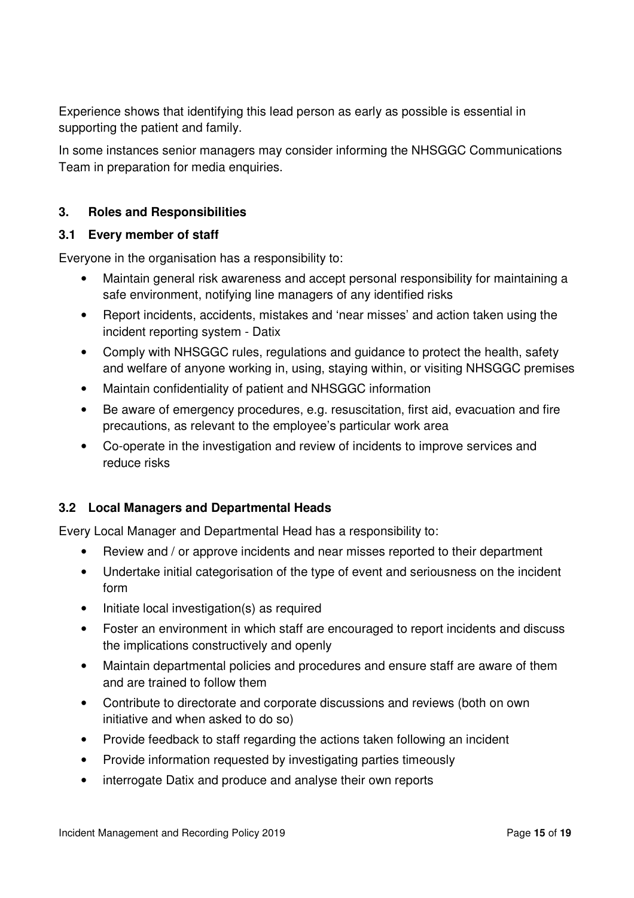Experience shows that identifying this lead person as early as possible is essential in supporting the patient and family.

In some instances senior managers may consider informing the NHSGGC Communications Team in preparation for media enquiries.

## 3. Roles and Responsibilities

### 3.1 Every member of staff

Everyone in the organisation has a responsibility to:

- Maintain general risk awareness and accept personal responsibility for maintaining a safe environment, notifying line managers of any identified risks
- Report incidents, accidents, mistakes and 'near misses' and action taken using the incident reporting system - Datix
- Comply with NHSGGC rules, regulations and guidance to protect the health, safety and welfare of anyone working in, using, staying within, or visiting NHSGGC premises
- Maintain confidentiality of patient and NHSGGC information
- Be aware of emergency procedures, e.g. resuscitation, first aid, evacuation and fire precautions, as relevant to the employee's particular work area
- Co-operate in the investigation and review of incidents to improve services and reduce risks

### 3.2 Local Managers and Departmental Heads

Every Local Manager and Departmental Head has a responsibility to:

- Review and / or approve incidents and near misses reported to their department
- Undertake initial categorisation of the type of event and seriousness on the incident form
- Initiate local investigation(s) as required
- Foster an environment in which staff are encouraged to report incidents and discuss the implications constructively and openly
- Maintain departmental policies and procedures and ensure staff are aware of them and are trained to follow them
- Contribute to directorate and corporate discussions and reviews (both on own initiative and when asked to do so)
- Provide feedback to staff regarding the actions taken following an incident
- Provide information requested by investigating parties timeously
- interrogate Datix and produce and analyse their own reports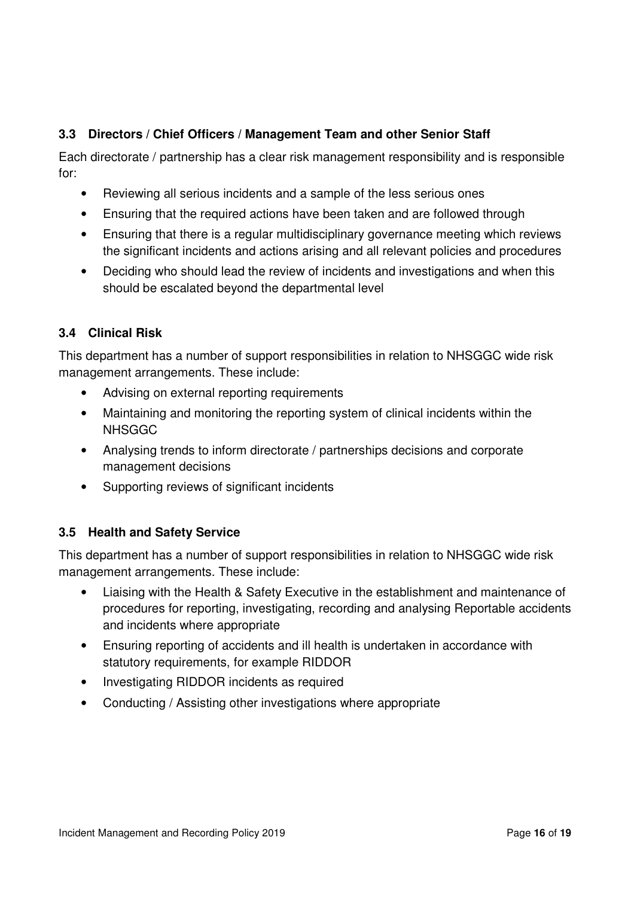### 3.3 Directors / Chief Officers / Management Team and other Senior Staff

Each directorate / partnership has a clear risk management responsibility and is responsible for:

- Reviewing all serious incidents and a sample of the less serious ones
- Ensuring that the required actions have been taken and are followed through
- Ensuring that there is a regular multidisciplinary governance meeting which reviews the significant incidents and actions arising and all relevant policies and procedures
- Deciding who should lead the review of incidents and investigations and when this should be escalated beyond the departmental level

### 3.4 Clinical Risk

This department has a number of support responsibilities in relation to NHSGGC wide risk management arrangements. These include:

- Advising on external reporting requirements
- Maintaining and monitoring the reporting system of clinical incidents within the NHSGGC
- Analysing trends to inform directorate / partnerships decisions and corporate management decisions
- Supporting reviews of significant incidents

### 3.5 Health and Safety Service

This department has a number of support responsibilities in relation to NHSGGC wide risk management arrangements. These include:

- Liaising with the Health & Safety Executive in the establishment and maintenance of procedures for reporting, investigating, recording and analysing Reportable accidents and incidents where appropriate
- Ensuring reporting of accidents and ill health is undertaken in accordance with statutory requirements, for example RIDDOR
- Investigating RIDDOR incidents as required
- Conducting / Assisting other investigations where appropriate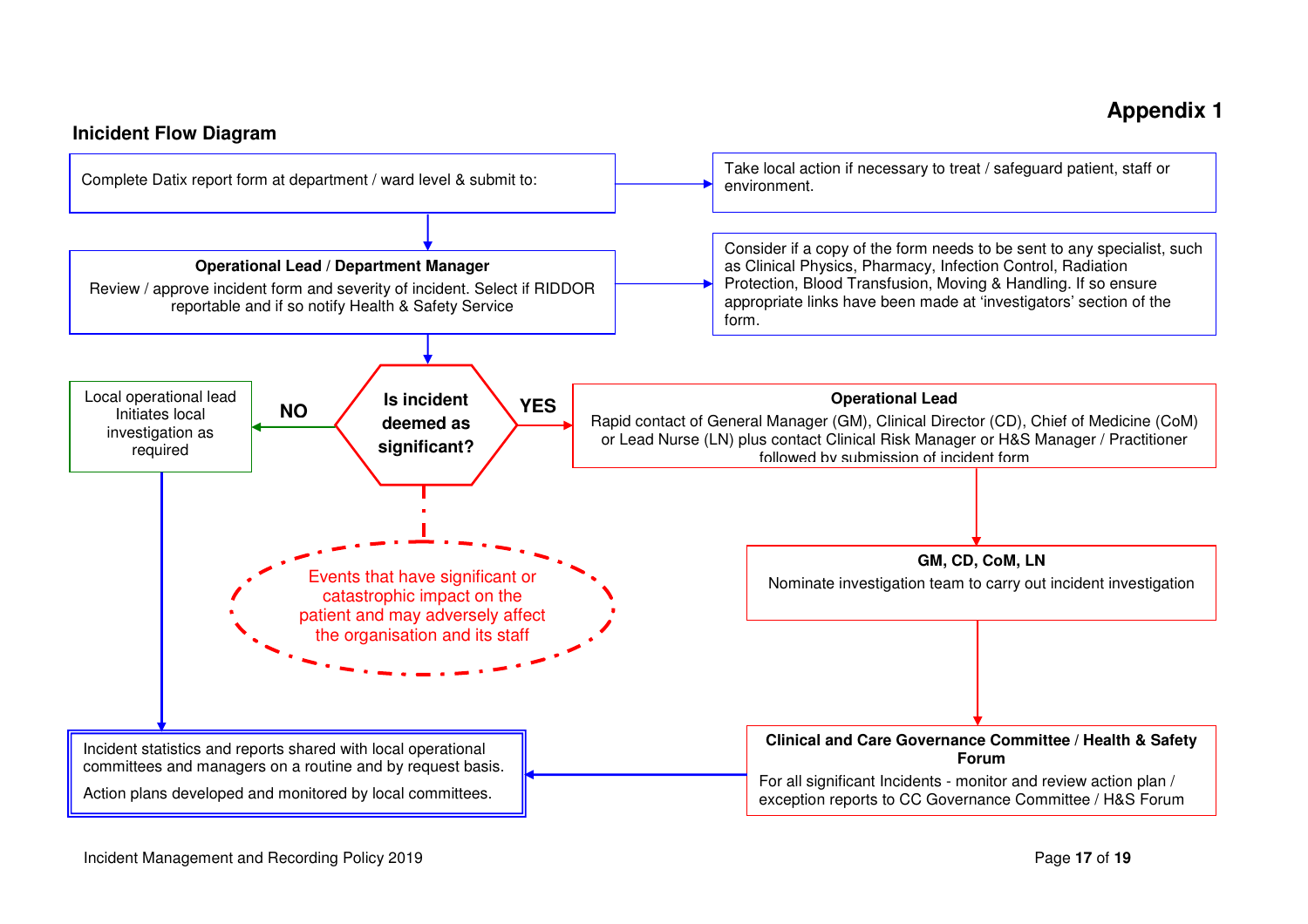**Appendix 1**

**Inicident Flow Diagram**

Complete Datix report form at department / ward level & submit to:

Take local action if necessary to treat / safeguard patient, staff or environment.

**Operational Lead / Department Manager**

Review / approve incident form and severity of incident. Select if RIDDOR reportable and if so notify Health & Safety Service

Consider if a copy of the form needs to be sent to any specialist, such as Clinical Physics, Pharmacy, Infection Control, Radiation Protection, Blood Transfusion, Moving & Handling. If so ensure appropriate links have been made at 'investigators' section of the form.

**Is incident deemed as significant?**

Events that have significant or catastrophic impact on the patient and may adversely affect the organisation and its staff

**NO**

Local operational lead Initiates local investigation as required

**YES**

**Operational Lead**

Rapid contact of General Manager (GM), Clinical Director (CD), Chief of Medicine (CoM) or Lead Nurse (LN) plus contact Clinical Risk Manager or H&S Manager / Practitioner followed by submission of incident form

**GM, CD, CoM, LN**

Nominate investigation team to carry out incident investigation

**Clinical and Care Governance Committee / Health & Safety Forum**

For all significant Incidents - monitor and review action plan / exception reports to CC Governance Committee / H&S Forum

Incident statistics and reports shared with local operational committees and managers on a routine and by request basis.

Action plans developed and monitored by local committees.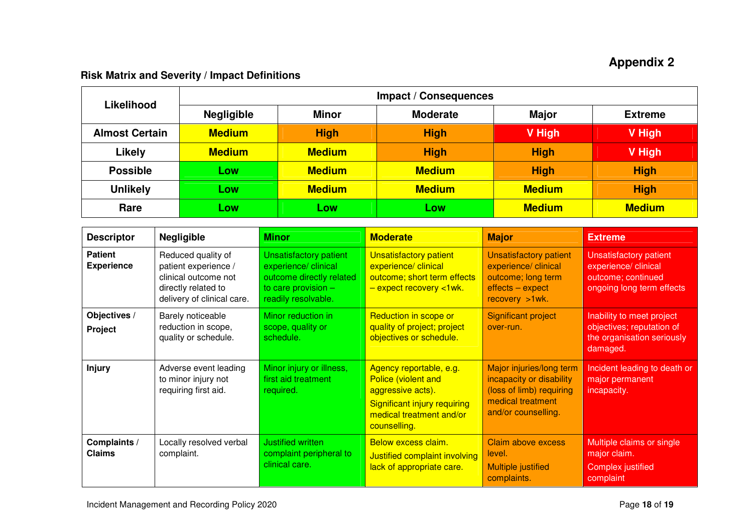# Appendix 2

## Risk Matrix and Severity / Impact Definitions

| Likelihood | Impact / Consequences | | | | |
|---|---|---|---|---|---|
| | **Negligible** | **Minor** | **Moderate** | **Major** | **Extreme** |
| **Almost Certain** | Medium | High | High | V High | V High |
| **Likely** | Medium | Medium | High | High | V High |
| **Possible** | Low | Medium | Medium | High | High |
| **Unlikely** | Low | Medium | Medium | Medium | High |
| **Rare** | Low | Low | Low | Medium | Medium |

| Descriptor | Negligible | Minor | Moderate | Major | Extreme |
|---|---|---|---|---|---|
| **Patient Experience** | Reduced quality of patient experience / clinical outcome not directly related to delivery of clinical care. | Unsatisfactory patient experience/ clinical outcome directly related to care provision – readily resolvable. | Unsatisfactory patient experience/ clinical outcome; short term effects – expect recovery <1wk. | Unsatisfactory patient experience/ clinical outcome; long term effects – expect recovery >1wk. | Unsatisfactory patient experience/ clinical outcome; continued ongoing long term effects |
| **Objectives / Project** | Barely noticeable reduction in scope, quality or schedule. | Minor reduction in scope, quality or schedule. | Reduction in scope or quality of project; project objectives or schedule. | Significant project over-run. | Inability to meet project objectives; reputation of the organisation seriously damaged. |
| **Injury** | Adverse event leading to minor injury not requiring first aid. | Minor injury or illness, first aid treatment required. | Agency reportable, e.g. Police (violent and aggressive acts). Significant injury requiring medical treatment and/or counselling. | Major injuries/long term incapacity or disability (loss of limb) requiring medical treatment and/or counselling. | Incident leading to death or major permanent incapacity. |
| **Complaints / Claims** | Locally resolved verbal complaint. | Justified written complaint peripheral to clinical care. | Below excess claim. Justified complaint involving lack of appropriate care. | Claim above excess level. Multiple justified complaints. | Multiple claims or single major claim. Complex justified complaint |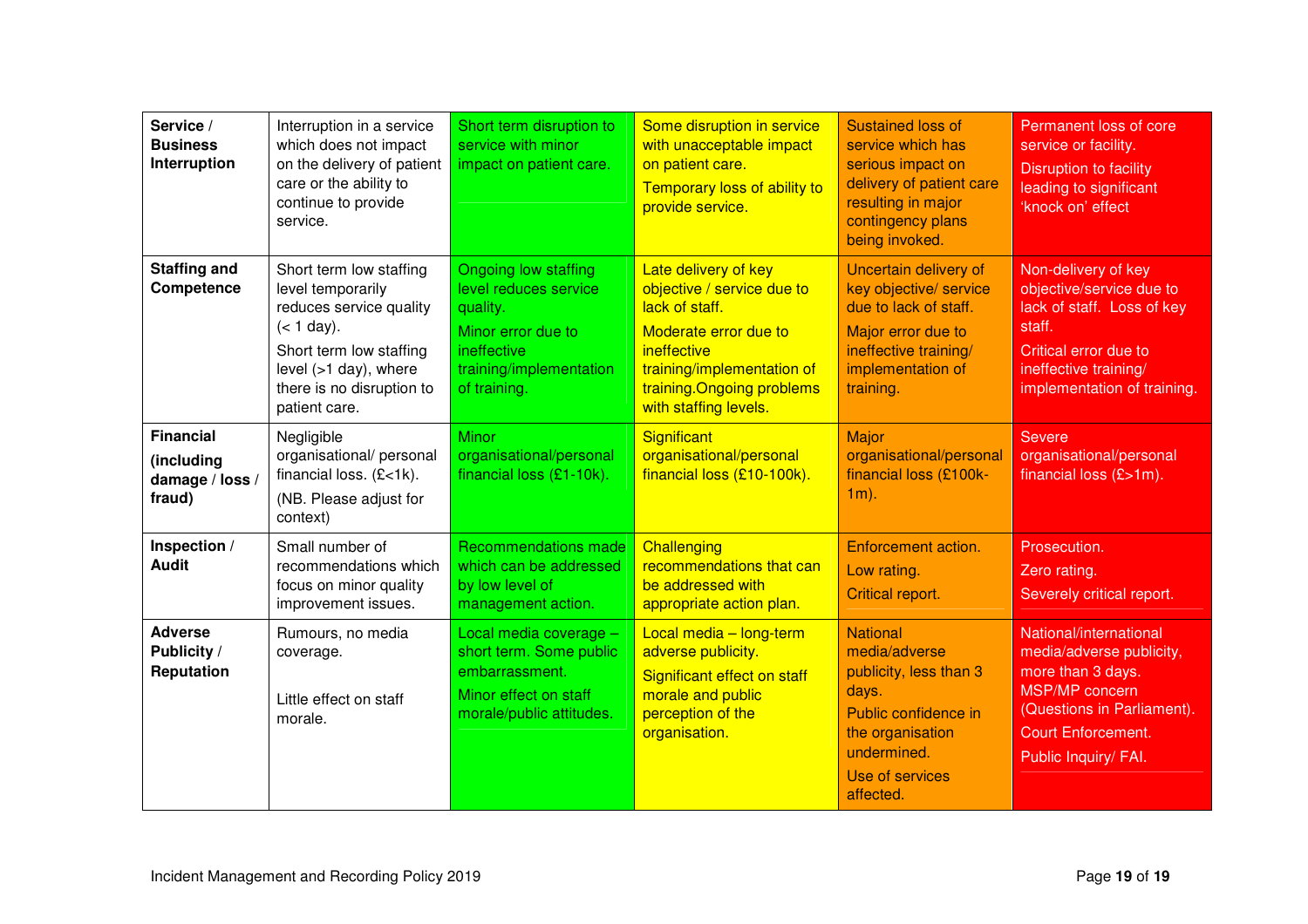| | | | | | |
|---|---|---|---|---|---|
| **Service / Business Interruption** | Interruption in a service which does not impact on the delivery of patient care or the ability to continue to provide service. | Short term disruption to service with minor impact on patient care. | Some disruption in service with unacceptable impact on patient care.<br>Temporary loss of ability to provide service. | Sustained loss of service which has serious impact on delivery of patient care resulting in major contingency plans being invoked. | Permanent loss of core service or facility.<br>Disruption to facility leading to significant 'knock on' effect |
| **Staffing and Competence** | Short term low staffing level temporarily reduces service quality (< 1 day).<br>Short term low staffing level (>1 day), where there is no disruption to patient care. | Ongoing low staffing level reduces service quality.<br>Minor error due to ineffective training/implementation of training. | Late delivery of key objective / service due to lack of staff.<br>Moderate error due to ineffective training/implementation of training.Ongoing problems with staffing levels. | Uncertain delivery of key objective/ service due to lack of staff.<br>Major error due to ineffective training/ implementation of training. | Non-delivery of key objective/service due to lack of staff. Loss of key staff.<br>Critical error due to ineffective training/ implementation of training. |
| **Financial (including damage / loss / fraud)** | Negligible organisational/ personal financial loss. (£<1k).<br>(NB. Please adjust for context) | Minor organisational/personal financial loss (£1-10k). | Significant organisational/personal financial loss (£10-100k). | Major organisational/personal financial loss (£100k-1m). | Severe organisational/personal financial loss (£>1m). |
| **Inspection / Audit** | Small number of recommendations which focus on minor quality improvement issues. | Recommendations made which can be addressed by low level of management action. | Challenging recommendations that can be addressed with appropriate action plan. | Enforcement action.<br>Low rating.<br>Critical report. | Prosecution.<br>Zero rating.<br>Severely critical report. |
| **Adverse Publicity / Reputation** | Rumours, no media coverage.<br>Little effect on staff morale. | Local media coverage – short term. Some public embarrassment.<br>Minor effect on staff morale/public attitudes. | Local media – long-term adverse publicity.<br>Significant effect on staff morale and public perception of the organisation. | National media/adverse publicity, less than 3 days.<br>Public confidence in the organisation undermined.<br>Use of services affected. | National/international media/adverse publicity, more than 3 days.<br>MSP/MP concern (Questions in Parliament).<br>Court Enforcement.<br>Public Inquiry/ FAI. |

Incident Management and Recording Policy 2019